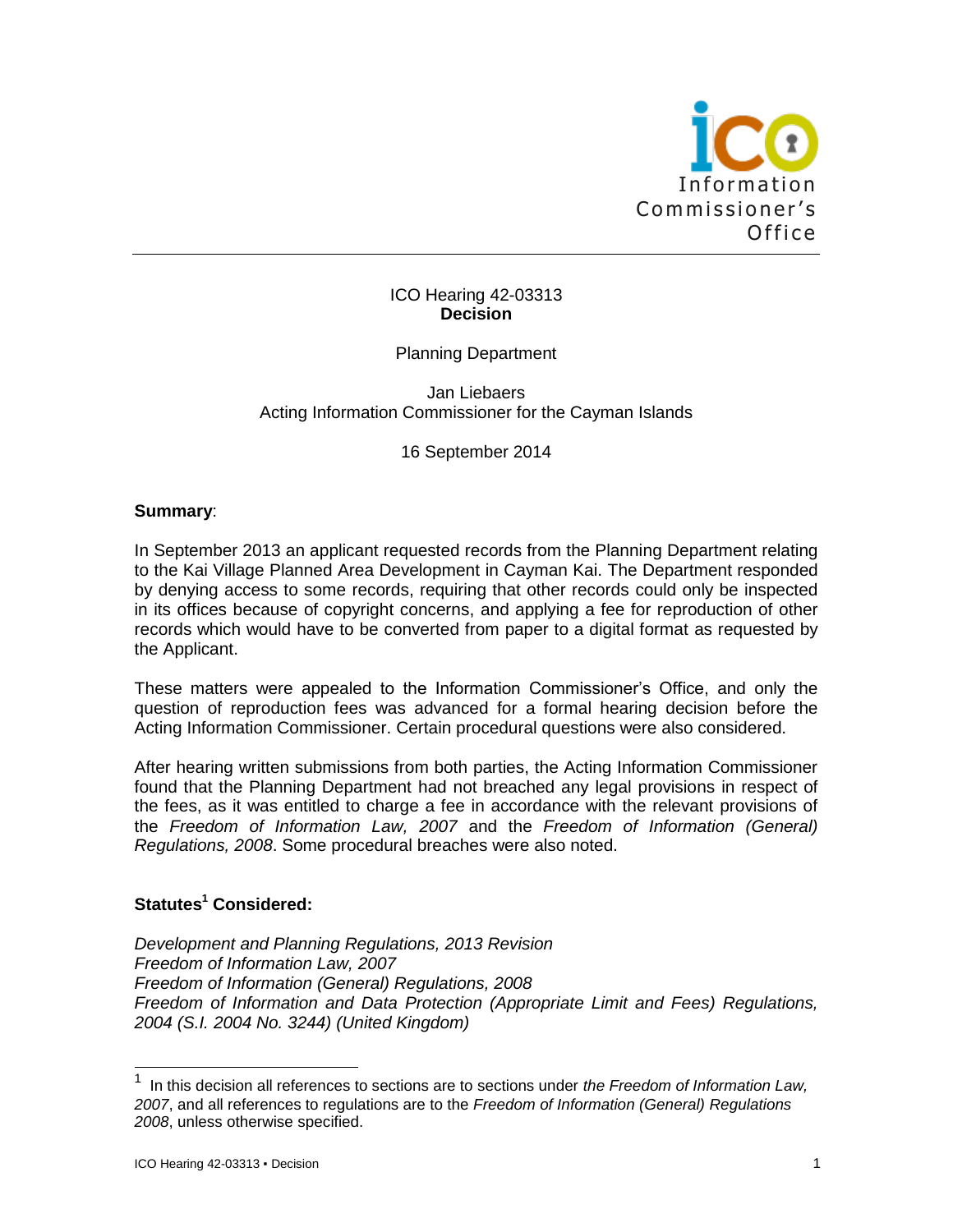Information Commissioner's Office

ICO Hearing 42-03313
**Decision**

Planning Department

Jan Liebaers
Acting Information Commissioner for the Cayman Islands

16 September 2014

**Summary**:

In September 2013 an applicant requested records from the Planning Department relating to the Kai Village Planned Area Development in Cayman Kai. The Department responded by denying access to some records, requiring that other records could only be inspected in its offices because of copyright concerns, and applying a fee for reproduction of other records which would have to be converted from paper to a digital format as requested by the Applicant.

These matters were appealed to the Information Commissioner's Office, and only the question of reproduction fees was advanced for a formal hearing decision before the Acting Information Commissioner. Certain procedural questions were also considered.

After hearing written submissions from both parties, the Acting Information Commissioner found that the Planning Department had not breached any legal provisions in respect of the fees, as it was entitled to charge a fee in accordance with the relevant provisions of the *Freedom of Information Law, 2007* and the *Freedom of Information (General) Regulations, 2008*. Some procedural breaches were also noted.

**Statutes[1] Considered:**

*Development and Planning Regulations, 2013 Revision*
*Freedom of Information Law, 2007*
*Freedom of Information (General) Regulations, 2008*
*Freedom of Information and Data Protection (Appropriate Limit and Fees) Regulations, 2004 (S.I. 2004 No. 3244) (United Kingdom)*

[1] In this decision all references to sections are to sections under *the Freedom of Information Law, 2007*, and all references to regulations are to the *Freedom of Information (General) Regulations 2008*, unless otherwise specified.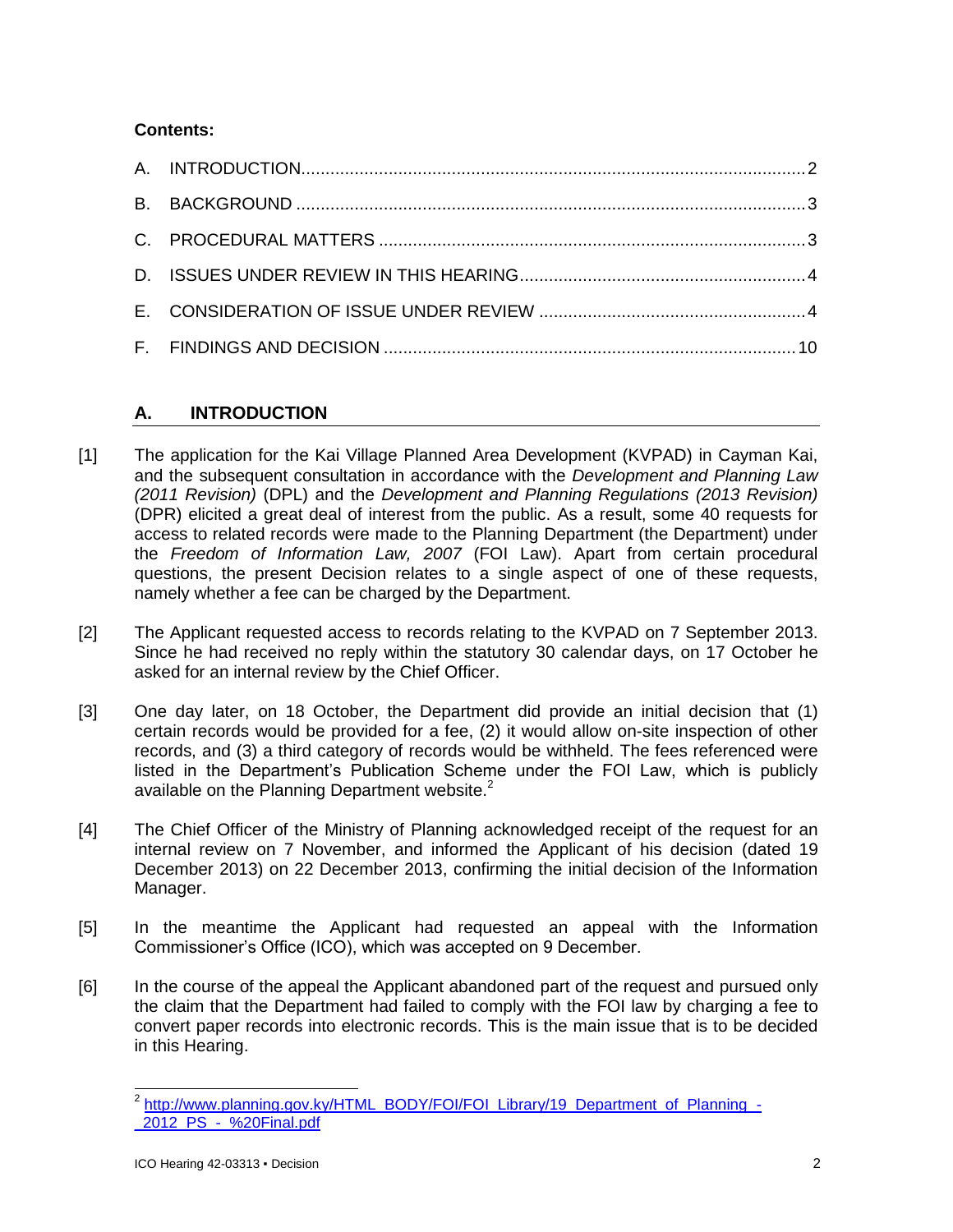**Contents:**

A. INTRODUCTION ..... 2

B. BACKGROUND ..... 3

C. PROCEDURAL MATTERS ..... 3

D. ISSUES UNDER REVIEW IN THIS HEARING ..... 4

E. CONSIDERATION OF ISSUE UNDER REVIEW ..... 4

F. FINDINGS AND DECISION ..... 10

## A. INTRODUCTION

[1] The application for the Kai Village Planned Area Development (KVPAD) in Cayman Kai, and the subsequent consultation in accordance with the *Development and Planning Law (2011 Revision)* (DPL) and the *Development and Planning Regulations (2013 Revision)* (DPR) elicited a great deal of interest from the public. As a result, some 40 requests for access to related records were made to the Planning Department (the Department) under the *Freedom of Information Law, 2007* (FOI Law). Apart from certain procedural questions, the present Decision relates to a single aspect of one of these requests, namely whether a fee can be charged by the Department.

[2] The Applicant requested access to records relating to the KVPAD on 7 September 2013. Since he had received no reply within the statutory 30 calendar days, on 17 October he asked for an internal review by the Chief Officer.

[3] One day later, on 18 October, the Department did provide an initial decision that (1) certain records would be provided for a fee, (2) it would allow on-site inspection of other records, and (3) a third category of records would be withheld. The fees referenced were listed in the Department's Publication Scheme under the FOI Law, which is publicly available on the Planning Department website.[2]

[4] The Chief Officer of the Ministry of Planning acknowledged receipt of the request for an internal review on 7 November, and informed the Applicant of his decision (dated 19 December 2013) on 22 December 2013, confirming the initial decision of the Information Manager.

[5] In the meantime the Applicant had requested an appeal with the Information Commissioner's Office (ICO), which was accepted on 9 December.

[6] In the course of the appeal the Applicant abandoned part of the request and pursued only the claim that the Department had failed to comply with the FOI law by charging a fee to convert paper records into electronic records. This is the main issue that is to be decided in this Hearing.

[2] http://www.planning.gov.ky/HTML_BODY/FOI/FOI_Library/19_Department_of_Planning_-_2012_PS_-_%20Final.pdf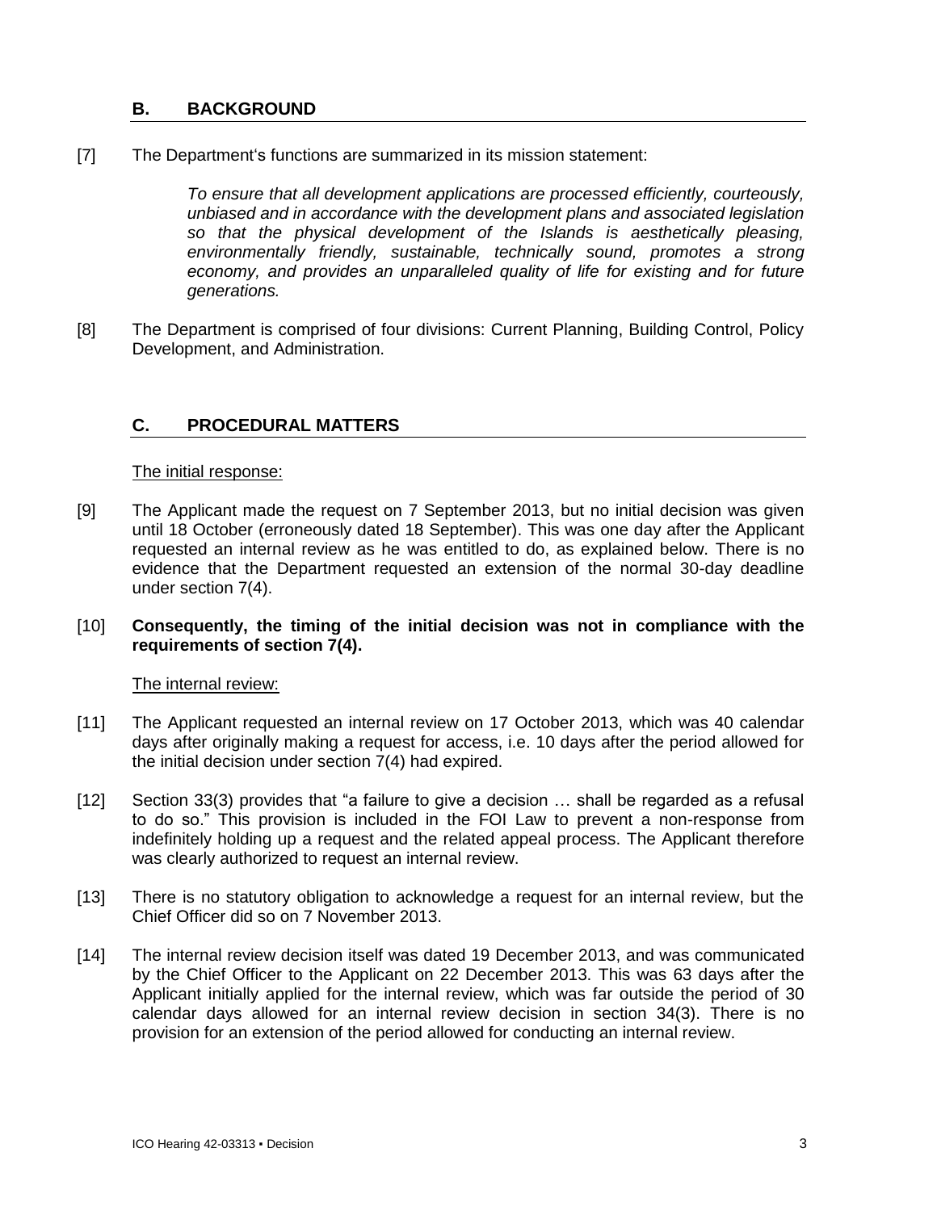## B. BACKGROUND

[7] The Department's functions are summarized in its mission statement:

> *To ensure that all development applications are processed efficiently, courteously, unbiased and in accordance with the development plans and associated legislation so that the physical development of the Islands is aesthetically pleasing, environmentally friendly, sustainable, technically sound, promotes a strong economy, and provides an unparalleled quality of life for existing and for future generations.*

[8] The Department is comprised of four divisions: Current Planning, Building Control, Policy Development, and Administration.

## C. PROCEDURAL MATTERS

The initial response:

[9] The Applicant made the request on 7 September 2013, but no initial decision was given until 18 October (erroneously dated 18 September). This was one day after the Applicant requested an internal review as he was entitled to do, as explained below. There is no evidence that the Department requested an extension of the normal 30-day deadline under section 7(4).

[10] **Consequently, the timing of the initial decision was not in compliance with the requirements of section 7(4).**

The internal review:

[11] The Applicant requested an internal review on 17 October 2013, which was 40 calendar days after originally making a request for access, i.e. 10 days after the period allowed for the initial decision under section 7(4) had expired.

[12] Section 33(3) provides that "a failure to give a decision … shall be regarded as a refusal to do so." This provision is included in the FOI Law to prevent a non-response from indefinitely holding up a request and the related appeal process. The Applicant therefore was clearly authorized to request an internal review.

[13] There is no statutory obligation to acknowledge a request for an internal review, but the Chief Officer did so on 7 November 2013.

[14] The internal review decision itself was dated 19 December 2013, and was communicated by the Chief Officer to the Applicant on 22 December 2013. This was 63 days after the Applicant initially applied for the internal review, which was far outside the period of 30 calendar days allowed for an internal review decision in section 34(3). There is no provision for an extension of the period allowed for conducting an internal review.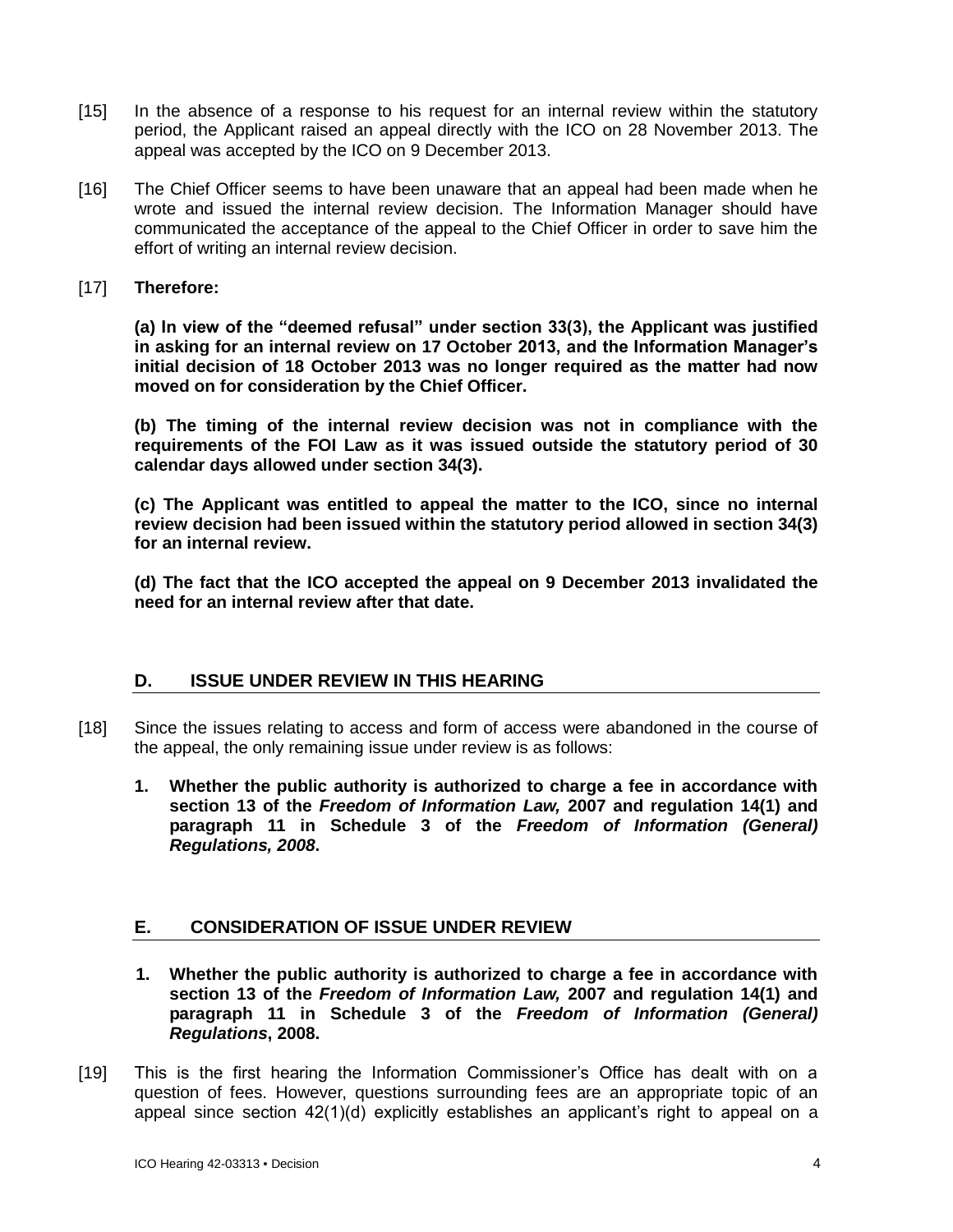[15] In the absence of a response to his request for an internal review within the statutory period, the Applicant raised an appeal directly with the ICO on 28 November 2013. The appeal was accepted by the ICO on 9 December 2013.

[16] The Chief Officer seems to have been unaware that an appeal had been made when he wrote and issued the internal review decision. The Information Manager should have communicated the acceptance of the appeal to the Chief Officer in order to save him the effort of writing an internal review decision.

[17] **Therefore:**

**(a) In view of the "deemed refusal" under section 33(3), the Applicant was justified in asking for an internal review on 17 October 2013, and the Information Manager's initial decision of 18 October 2013 was no longer required as the matter had now moved on for consideration by the Chief Officer.**

**(b) The timing of the internal review decision was not in compliance with the requirements of the FOI Law as it was issued outside the statutory period of 30 calendar days allowed under section 34(3).**

**(c) The Applicant was entitled to appeal the matter to the ICO, since no internal review decision had been issued within the statutory period allowed in section 34(3) for an internal review.**

**(d) The fact that the ICO accepted the appeal on 9 December 2013 invalidated the need for an internal review after that date.**

## D. ISSUE UNDER REVIEW IN THIS HEARING

[18] Since the issues relating to access and form of access were abandoned in the course of the appeal, the only remaining issue under review is as follows:

1. **Whether the public authority is authorized to charge a fee in accordance with section 13 of the *Freedom of Information Law,* 2007 and regulation 14(1) and paragraph 11 in Schedule 3 of the *Freedom of Information (General) Regulations, 2008*.**

## E. CONSIDERATION OF ISSUE UNDER REVIEW

### 1. Whether the public authority is authorized to charge a fee in accordance with section 13 of the *Freedom of Information Law,* 2007 and regulation 14(1) and paragraph 11 in Schedule 3 of the *Freedom of Information (General) Regulations*, 2008.

[19] This is the first hearing the Information Commissioner's Office has dealt with on a question of fees. However, questions surrounding fees are an appropriate topic of an appeal since section 42(1)(d) explicitly establishes an applicant's right to appeal on a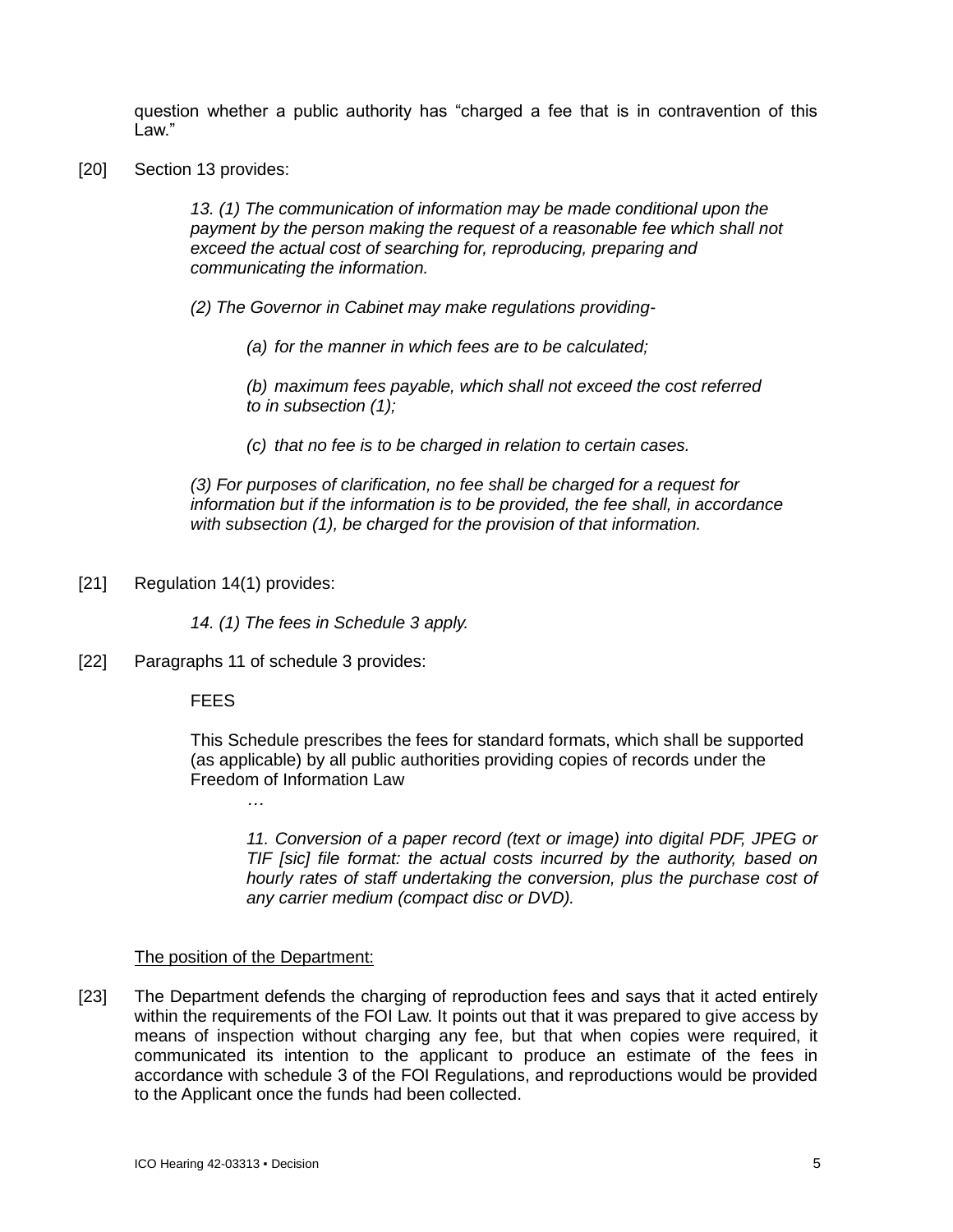question whether a public authority has "charged a fee that is in contravention of this Law."

[20] Section 13 provides:

> *13. (1) The communication of information may be made conditional upon the payment by the person making the request of a reasonable fee which shall not exceed the actual cost of searching for, reproducing, preparing and communicating the information.*
>
> *(2) The Governor in Cabinet may make regulations providing-*
>
> > *(a) for the manner in which fees are to be calculated;*
> >
> > *(b) maximum fees payable, which shall not exceed the cost referred to in subsection (1);*
> >
> > *(c) that no fee is to be charged in relation to certain cases.*
>
> *(3) For purposes of clarification, no fee shall be charged for a request for information but if the information is to be provided, the fee shall, in accordance with subsection (1), be charged for the provision of that information.*

[21] Regulation 14(1) provides:

> *14. (1) The fees in Schedule 3 apply.*

[22] Paragraphs 11 of schedule 3 provides:

> FEES
>
> This Schedule prescribes the fees for standard formats, which shall be supported (as applicable) by all public authorities providing copies of records under the Freedom of Information Law
>
> > …
> >
> > *11. Conversion of a paper record (text or image) into digital PDF, JPEG or TIF [sic] file format: the actual costs incurred by the authority, based on hourly rates of staff undertaking the conversion, plus the purchase cost of any carrier medium (compact disc or DVD).*

<u>The position of the Department:</u>

[23] The Department defends the charging of reproduction fees and says that it acted entirely within the requirements of the FOI Law. It points out that it was prepared to give access by means of inspection without charging any fee, but that when copies were required, it communicated its intention to the applicant to produce an estimate of the fees in accordance with schedule 3 of the FOI Regulations, and reproductions would be provided to the Applicant once the funds had been collected.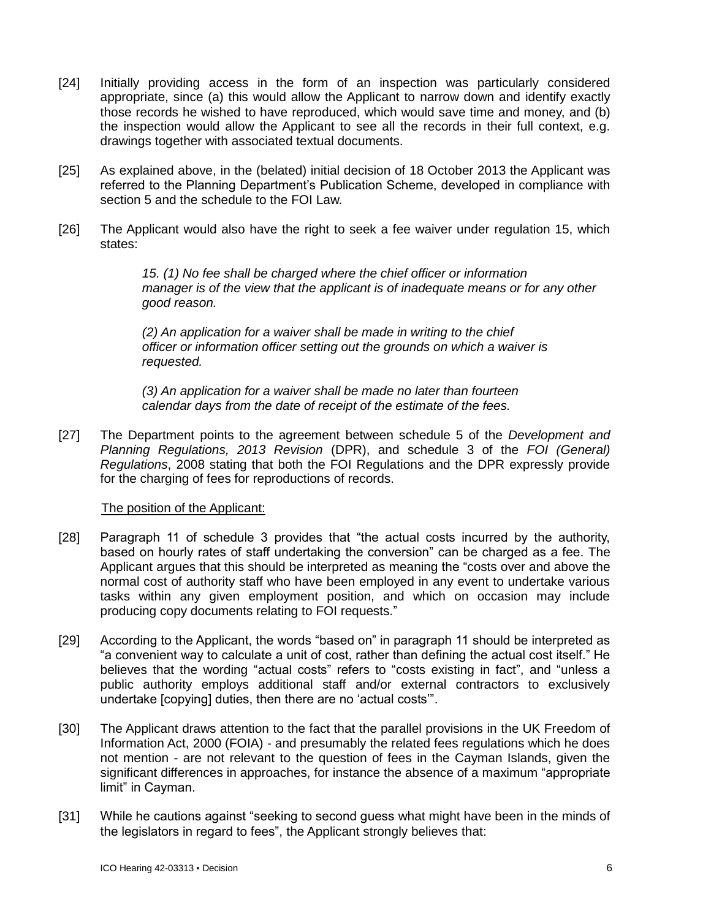[24] Initially providing access in the form of an inspection was particularly considered appropriate, since (a) this would allow the Applicant to narrow down and identify exactly those records he wished to have reproduced, which would save time and money, and (b) the inspection would allow the Applicant to see all the records in their full context, e.g. drawings together with associated textual documents.

[25] As explained above, in the (belated) initial decision of 18 October 2013 the Applicant was referred to the Planning Department's Publication Scheme, developed in compliance with section 5 and the schedule to the FOI Law.

[26] The Applicant would also have the right to seek a fee waiver under regulation 15, which states:

> *15. (1) No fee shall be charged where the chief officer or information manager is of the view that the applicant is of inadequate means or for any other good reason.*
>
> *(2) An application for a waiver shall be made in writing to the chief officer or information officer setting out the grounds on which a waiver is requested.*
>
> *(3) An application for a waiver shall be made no later than fourteen calendar days from the date of receipt of the estimate of the fees.*

[27] The Department points to the agreement between schedule 5 of the *Development and Planning Regulations, 2013 Revision* (DPR), and schedule 3 of the *FOI (General) Regulations*, 2008 stating that both the FOI Regulations and the DPR expressly provide for the charging of fees for reproductions of records.

The position of the Applicant:

[28] Paragraph 11 of schedule 3 provides that "the actual costs incurred by the authority, based on hourly rates of staff undertaking the conversion" can be charged as a fee. The Applicant argues that this should be interpreted as meaning the "costs over and above the normal cost of authority staff who have been employed in any event to undertake various tasks within any given employment position, and which on occasion may include producing copy documents relating to FOI requests."

[29] According to the Applicant, the words "based on" in paragraph 11 should be interpreted as "a convenient way to calculate a unit of cost, rather than defining the actual cost itself." He believes that the wording "actual costs" refers to "costs existing in fact", and "unless a public authority employs additional staff and/or external contractors to exclusively undertake [copying] duties, then there are no 'actual costs'".

[30] The Applicant draws attention to the fact that the parallel provisions in the UK Freedom of Information Act, 2000 (FOIA) - and presumably the related fees regulations which he does not mention - are not relevant to the question of fees in the Cayman Islands, given the significant differences in approaches, for instance the absence of a maximum "appropriate limit" in Cayman.

[31] While he cautions against "seeking to second guess what might have been in the minds of the legislators in regard to fees", the Applicant strongly believes that: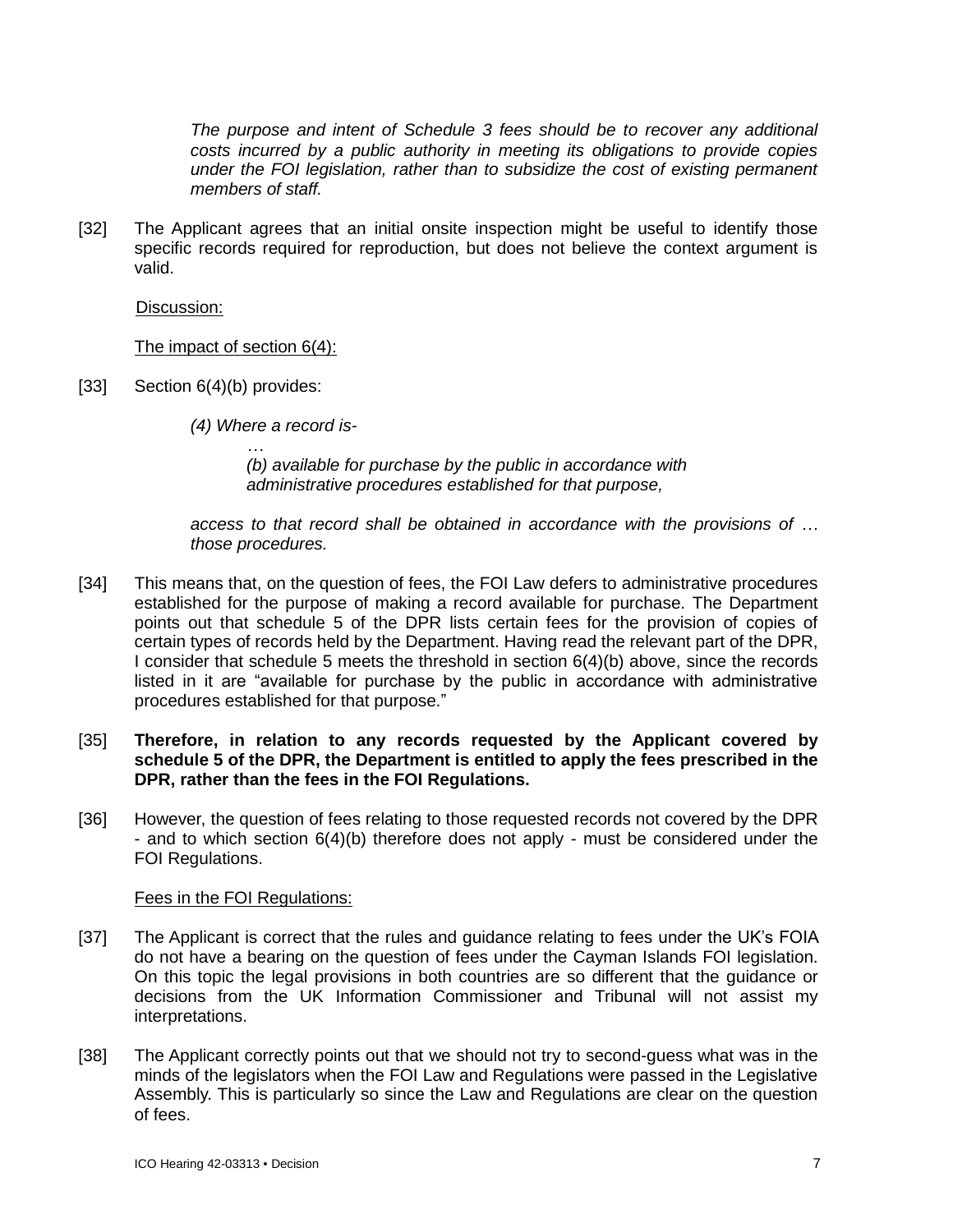> *The purpose and intent of Schedule 3 fees should be to recover any additional costs incurred by a public authority in meeting its obligations to provide copies under the FOI legislation, rather than to subsidize the cost of existing permanent members of staff.*

[32] The Applicant agrees that an initial onsite inspection might be useful to identify those specific records required for reproduction, but does not believe the context argument is valid.

Discussion:

The impact of section 6(4):

[33] Section 6(4)(b) provides:

> *(4) Where a record is-*
>
> *…*
>
> *(b) available for purchase by the public in accordance with administrative procedures established for that purpose,*
>
> *access to that record shall be obtained in accordance with the provisions of … those procedures.*

[34] This means that, on the question of fees, the FOI Law defers to administrative procedures established for the purpose of making a record available for purchase. The Department points out that schedule 5 of the DPR lists certain fees for the provision of copies of certain types of records held by the Department. Having read the relevant part of the DPR, I consider that schedule 5 meets the threshold in section 6(4)(b) above, since the records listed in it are "available for purchase by the public in accordance with administrative procedures established for that purpose."

[35] **Therefore, in relation to any records requested by the Applicant covered by schedule 5 of the DPR, the Department is entitled to apply the fees prescribed in the DPR, rather than the fees in the FOI Regulations.**

[36] However, the question of fees relating to those requested records not covered by the DPR - and to which section 6(4)(b) therefore does not apply - must be considered under the FOI Regulations.

Fees in the FOI Regulations:

[37] The Applicant is correct that the rules and guidance relating to fees under the UK's FOIA do not have a bearing on the question of fees under the Cayman Islands FOI legislation. On this topic the legal provisions in both countries are so different that the guidance or decisions from the UK Information Commissioner and Tribunal will not assist my interpretations.

[38] The Applicant correctly points out that we should not try to second-guess what was in the minds of the legislators when the FOI Law and Regulations were passed in the Legislative Assembly. This is particularly so since the Law and Regulations are clear on the question of fees.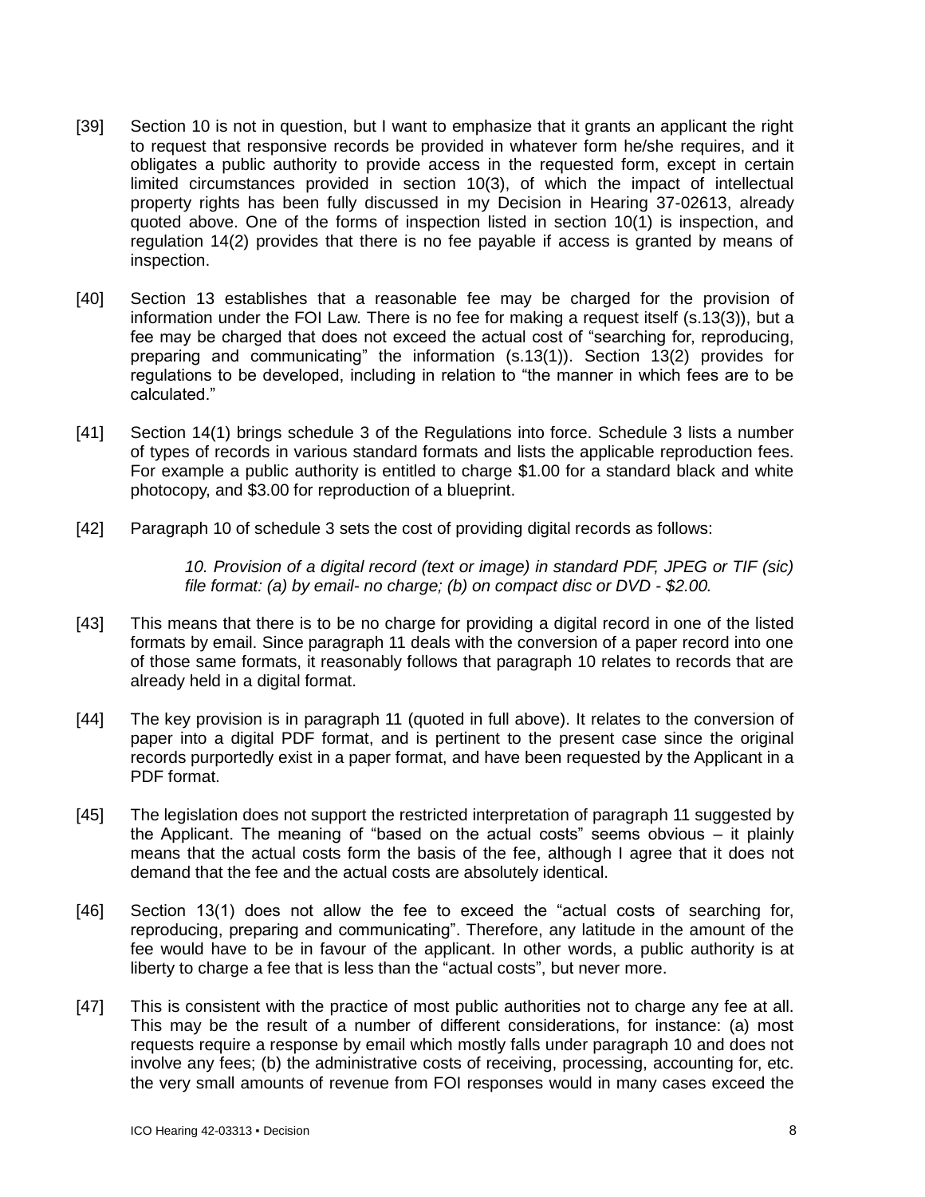[39] Section 10 is not in question, but I want to emphasize that it grants an applicant the right to request that responsive records be provided in whatever form he/she requires, and it obligates a public authority to provide access in the requested form, except in certain limited circumstances provided in section 10(3), of which the impact of intellectual property rights has been fully discussed in my Decision in Hearing 37-02613, already quoted above. One of the forms of inspection listed in section 10(1) is inspection, and regulation 14(2) provides that there is no fee payable if access is granted by means of inspection.

[40] Section 13 establishes that a reasonable fee may be charged for the provision of information under the FOI Law. There is no fee for making a request itself (s.13(3)), but a fee may be charged that does not exceed the actual cost of "searching for, reproducing, preparing and communicating" the information (s.13(1)). Section 13(2) provides for regulations to be developed, including in relation to "the manner in which fees are to be calculated."

[41] Section 14(1) brings schedule 3 of the Regulations into force. Schedule 3 lists a number of types of records in various standard formats and lists the applicable reproduction fees. For example a public authority is entitled to charge $1.00 for a standard black and white photocopy, and $3.00 for reproduction of a blueprint.

[42] Paragraph 10 of schedule 3 sets the cost of providing digital records as follows:

> *10. Provision of a digital record (text or image) in standard PDF, JPEG or TIF (sic) file format: (a) by email- no charge; (b) on compact disc or DVD - $2.00.*

[43] This means that there is to be no charge for providing a digital record in one of the listed formats by email. Since paragraph 11 deals with the conversion of a paper record into one of those same formats, it reasonably follows that paragraph 10 relates to records that are already held in a digital format.

[44] The key provision is in paragraph 11 (quoted in full above). It relates to the conversion of paper into a digital PDF format, and is pertinent to the present case since the original records purportedly exist in a paper format, and have been requested by the Applicant in a PDF format.

[45] The legislation does not support the restricted interpretation of paragraph 11 suggested by the Applicant. The meaning of "based on the actual costs" seems obvious – it plainly means that the actual costs form the basis of the fee, although I agree that it does not demand that the fee and the actual costs are absolutely identical.

[46] Section 13(1) does not allow the fee to exceed the "actual costs of searching for, reproducing, preparing and communicating". Therefore, any latitude in the amount of the fee would have to be in favour of the applicant. In other words, a public authority is at liberty to charge a fee that is less than the "actual costs", but never more.

[47] This is consistent with the practice of most public authorities not to charge any fee at all. This may be the result of a number of different considerations, for instance: (a) most requests require a response by email which mostly falls under paragraph 10 and does not involve any fees; (b) the administrative costs of receiving, processing, accounting for, etc. the very small amounts of revenue from FOI responses would in many cases exceed the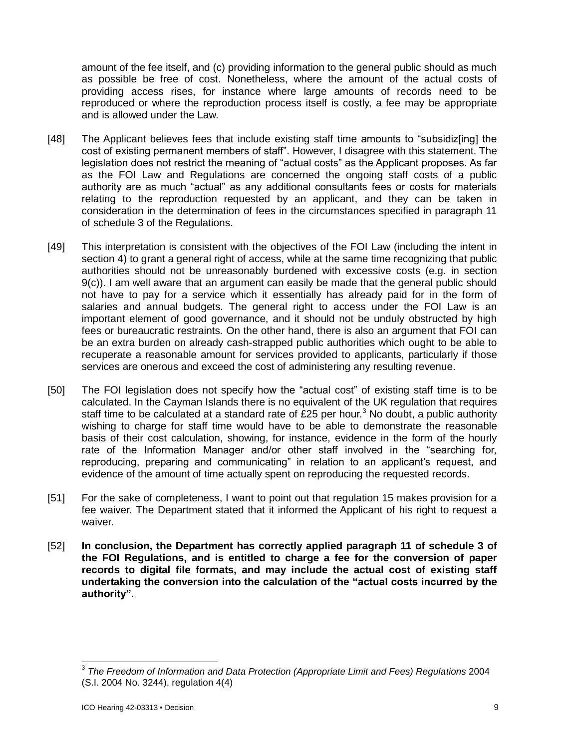amount of the fee itself, and (c) providing information to the general public should as much as possible be free of cost. Nonetheless, where the amount of the actual costs of providing access rises, for instance where large amounts of records need to be reproduced or where the reproduction process itself is costly, a fee may be appropriate and is allowed under the Law.

[48] The Applicant believes fees that include existing staff time amounts to "subsidiz[ing] the cost of existing permanent members of staff". However, I disagree with this statement. The legislation does not restrict the meaning of "actual costs" as the Applicant proposes. As far as the FOI Law and Regulations are concerned the ongoing staff costs of a public authority are as much "actual" as any additional consultants fees or costs for materials relating to the reproduction requested by an applicant, and they can be taken in consideration in the determination of fees in the circumstances specified in paragraph 11 of schedule 3 of the Regulations.

[49] This interpretation is consistent with the objectives of the FOI Law (including the intent in section 4) to grant a general right of access, while at the same time recognizing that public authorities should not be unreasonably burdened with excessive costs (e.g. in section 9(c)). I am well aware that an argument can easily be made that the general public should not have to pay for a service which it essentially has already paid for in the form of salaries and annual budgets. The general right to access under the FOI Law is an important element of good governance, and it should not be unduly obstructed by high fees or bureaucratic restraints. On the other hand, there is also an argument that FOI can be an extra burden on already cash-strapped public authorities which ought to be able to recuperate a reasonable amount for services provided to applicants, particularly if those services are onerous and exceed the cost of administering any resulting revenue.

[50] The FOI legislation does not specify how the "actual cost" of existing staff time is to be calculated. In the Cayman Islands there is no equivalent of the UK regulation that requires staff time to be calculated at a standard rate of £25 per hour.[3] No doubt, a public authority wishing to charge for staff time would have to be able to demonstrate the reasonable basis of their cost calculation, showing, for instance, evidence in the form of the hourly rate of the Information Manager and/or other staff involved in the "searching for, reproducing, preparing and communicating" in relation to an applicant's request, and evidence of the amount of time actually spent on reproducing the requested records.

[51] For the sake of completeness, I want to point out that regulation 15 makes provision for a fee waiver. The Department stated that it informed the Applicant of his right to request a waiver.

[52] **In conclusion, the Department has correctly applied paragraph 11 of schedule 3 of the FOI Regulations, and is entitled to charge a fee for the conversion of paper records to digital file formats, and may include the actual cost of existing staff undertaking the conversion into the calculation of the "actual costs incurred by the authority".**

---

[3] *The Freedom of Information and Data Protection (Appropriate Limit and Fees) Regulations* 2004 (S.I. 2004 No. 3244), regulation 4(4)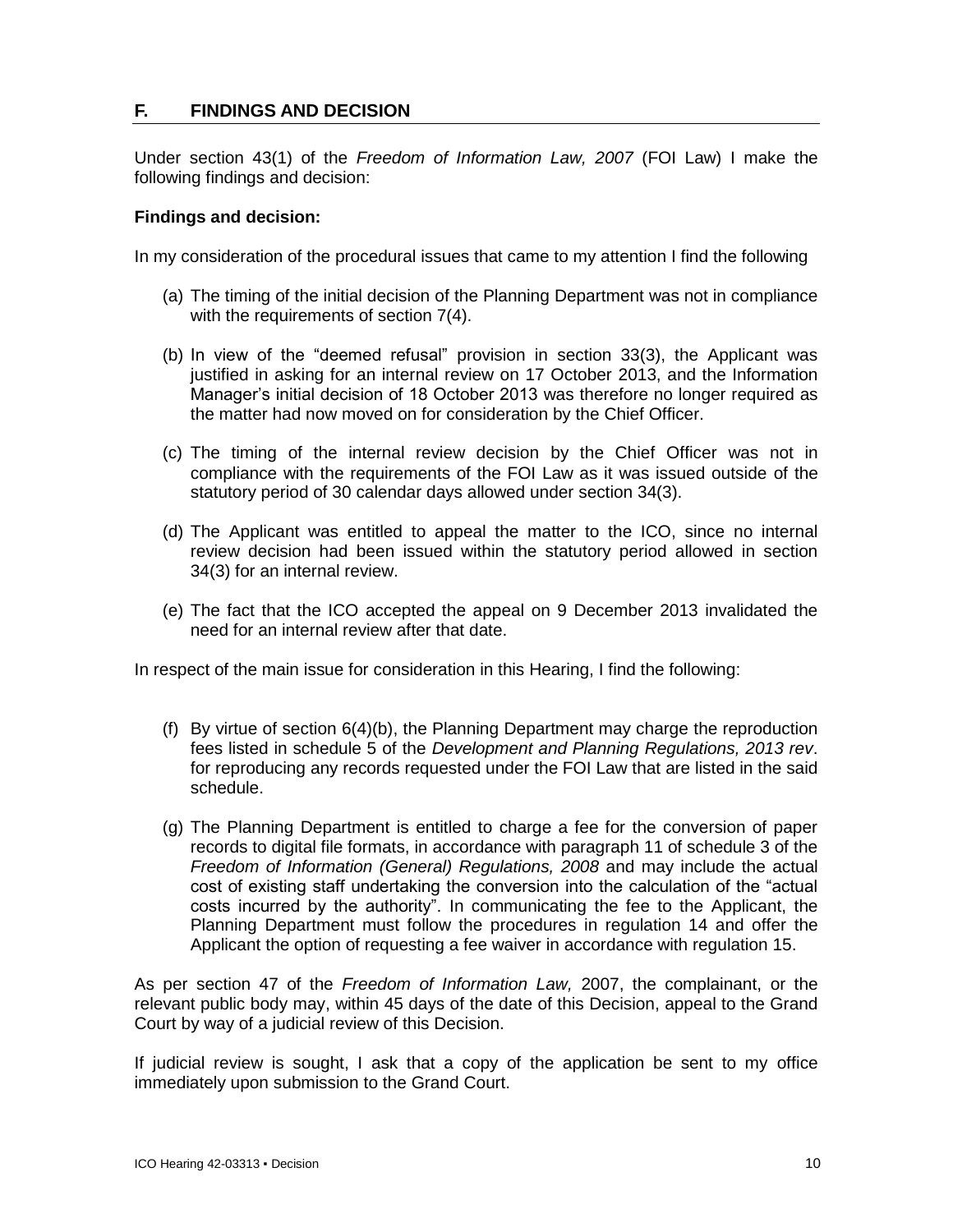## F. FINDINGS AND DECISION

Under section 43(1) of the *Freedom of Information Law, 2007* (FOI Law) I make the following findings and decision:

**Findings and decision:**

In my consideration of the procedural issues that came to my attention I find the following

(a) The timing of the initial decision of the Planning Department was not in compliance with the requirements of section 7(4).

(b) In view of the "deemed refusal" provision in section 33(3), the Applicant was justified in asking for an internal review on 17 October 2013, and the Information Manager's initial decision of 18 October 2013 was therefore no longer required as the matter had now moved on for consideration by the Chief Officer.

(c) The timing of the internal review decision by the Chief Officer was not in compliance with the requirements of the FOI Law as it was issued outside of the statutory period of 30 calendar days allowed under section 34(3).

(d) The Applicant was entitled to appeal the matter to the ICO, since no internal review decision had been issued within the statutory period allowed in section 34(3) for an internal review.

(e) The fact that the ICO accepted the appeal on 9 December 2013 invalidated the need for an internal review after that date.

In respect of the main issue for consideration in this Hearing, I find the following:

(f) By virtue of section 6(4)(b), the Planning Department may charge the reproduction fees listed in schedule 5 of the *Development and Planning Regulations, 2013 rev*. for reproducing any records requested under the FOI Law that are listed in the said schedule.

(g) The Planning Department is entitled to charge a fee for the conversion of paper records to digital file formats, in accordance with paragraph 11 of schedule 3 of the *Freedom of Information (General) Regulations, 2008* and may include the actual cost of existing staff undertaking the conversion into the calculation of the "actual costs incurred by the authority". In communicating the fee to the Applicant, the Planning Department must follow the procedures in regulation 14 and offer the Applicant the option of requesting a fee waiver in accordance with regulation 15.

As per section 47 of the *Freedom of Information Law,* 2007, the complainant, or the relevant public body may, within 45 days of the date of this Decision, appeal to the Grand Court by way of a judicial review of this Decision.

If judicial review is sought, I ask that a copy of the application be sent to my office immediately upon submission to the Grand Court.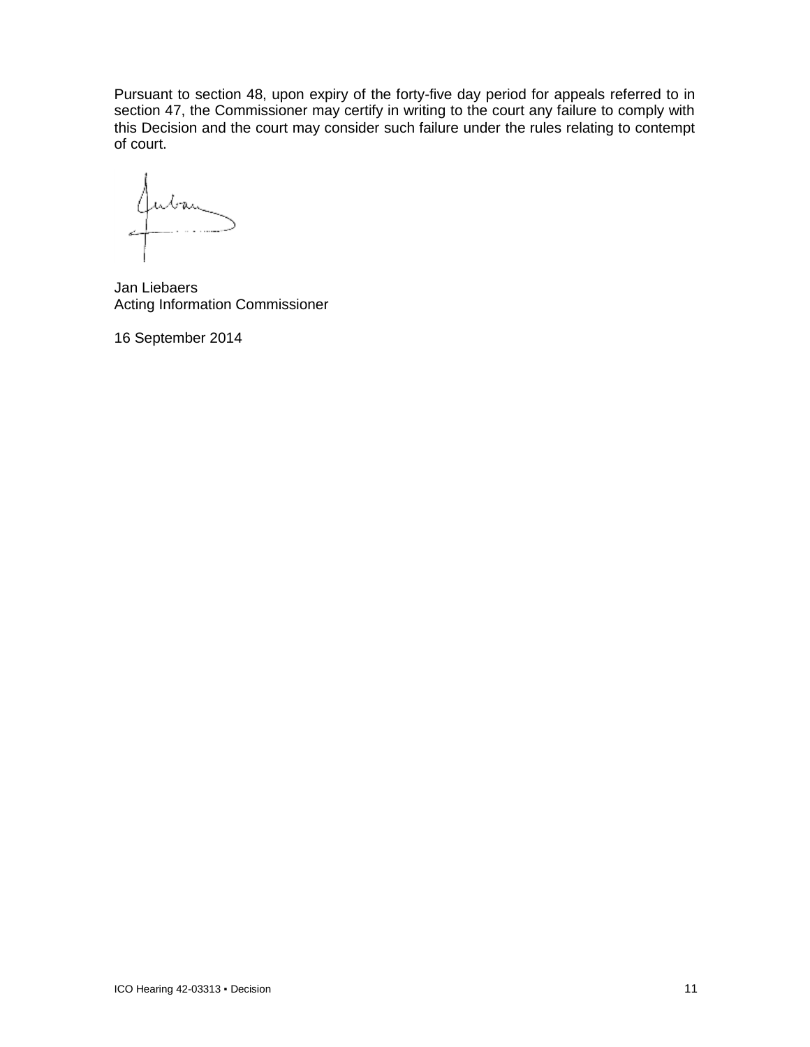Pursuant to section 48, upon expiry of the forty-five day period for appeals referred to in section 47, the Commissioner may certify in writing to the court any failure to comply with this Decision and the court may consider such failure under the rules relating to contempt of court.

Jan Liebaers
Acting Information Commissioner

16 September 2014